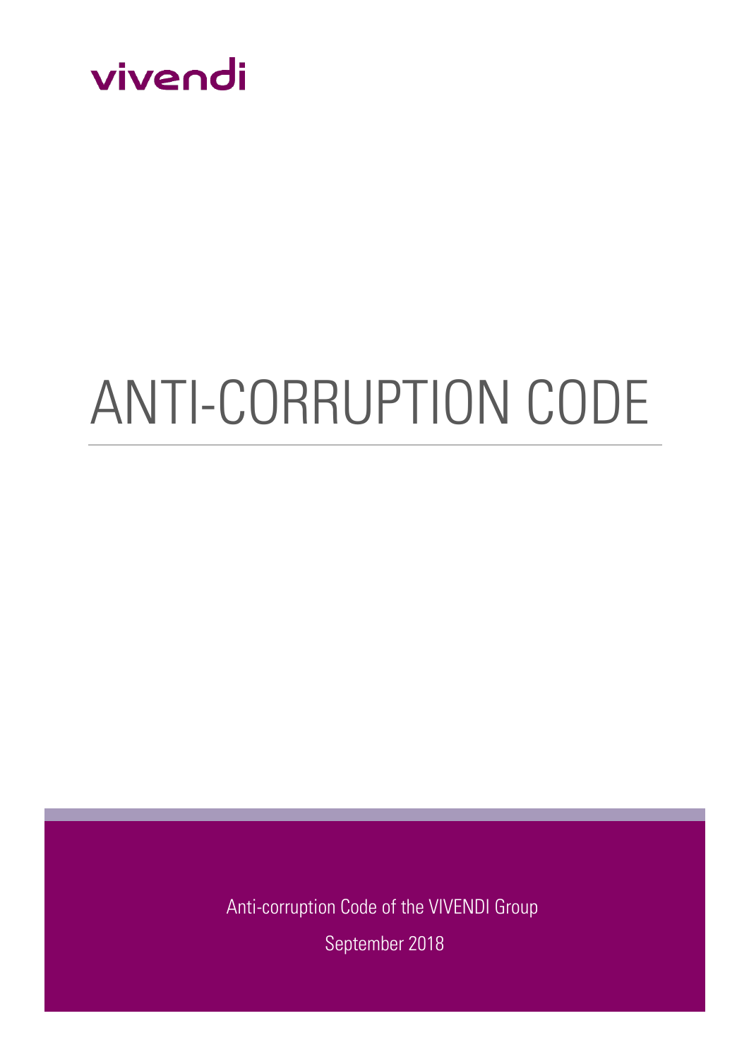vivendi

# ANTI-CORRUPTION CODE

Anti-corruption Code of the VIVENDI Group

September 2018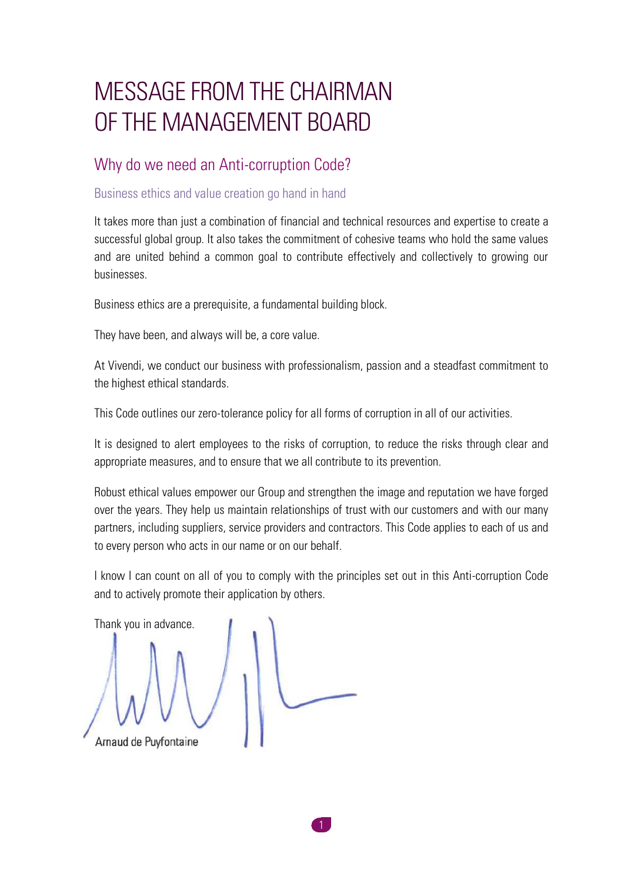# MESSAGE FROM THE CHAIRMAN OF THE MANAGEMENT BOARD

## Why do we need an Anti-corruption Code?

### Business ethics and value creation go hand in hand

It takes more than just a combination of financial and technical resources and expertise to create a successful global group. It also takes the commitment of cohesive teams who hold the same values and are united behind a common goal to contribute effectively and collectively to growing our businesses.

Business ethics are a prerequisite, a fundamental building block.

They have been, and always will be, a core value.

At Vivendi, we conduct our business with professionalism, passion and a steadfast commitment to the highest ethical standards.

This Code outlines our zero-tolerance policy for all forms of corruption in all of our activities.

It is designed to alert employees to the risks of corruption, to reduce the risks through clear and appropriate measures, and to ensure that we all contribute to its prevention.

Robust ethical values empower our Group and strengthen the image and reputation we have forged over the years. They help us maintain relationships of trust with our customers and with our many partners, including suppliers, service providers and contractors. This Code applies to each of us and to every person who acts in our name or on our behalf.

I know I can count on all of you to comply with the principles set out in this Anti-corruption Code and to actively promote their application by others.

Thank you in advance.

Arnaud de Puyfontaine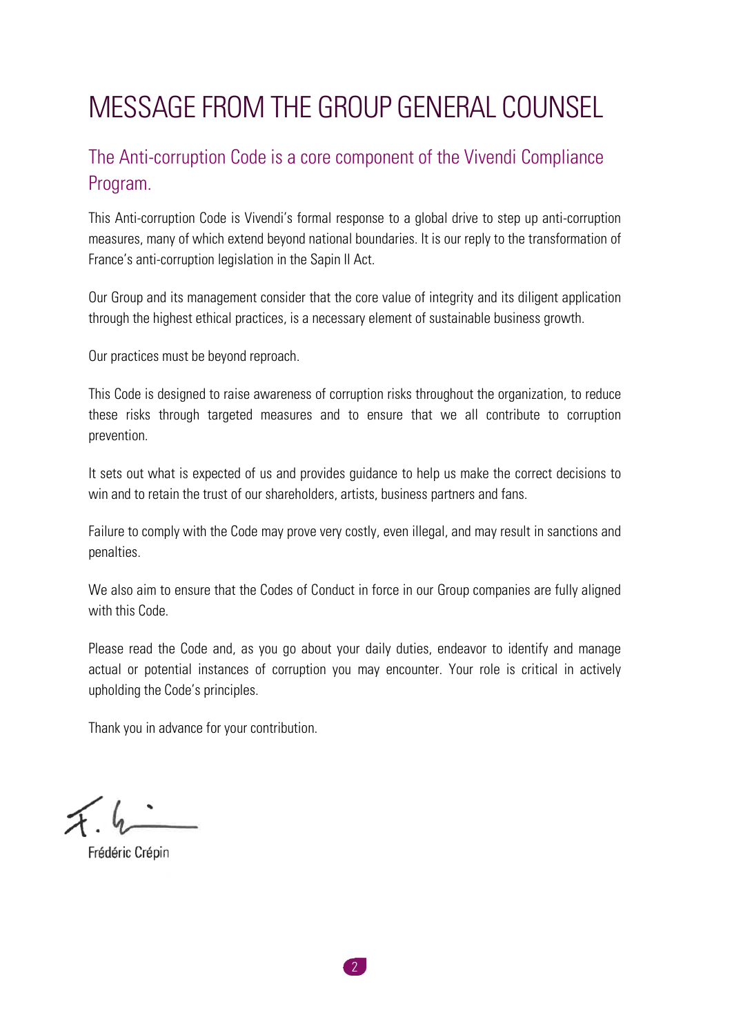# MESSAGE FROM THE GROUP GENERAL COUNSEL

## The Anti-corruption Code is a core component of the Vivendi Compliance Program.

This Anti-corruption Code is Vivendi's formal response to a global drive to step up anti-corruption measures, many of which extend beyond national boundaries. It is our reply to the transformation of France's anti-corruption legislation in the Sapin II Act.

Our Group and its management consider that the core value of integrity and its diligent application through the highest ethical practices, is a necessary element of sustainable business growth.

Our practices must be beyond reproach.

This Code is designed to raise awareness of corruption risks throughout the organization, to reduce these risks through targeted measures and to ensure that we all contribute to corruption prevention.

It sets out what is expected of us and provides guidance to help us make the correct decisions to win and to retain the trust of our shareholders, artists, business partners and fans.

Failure to comply with the Code may prove very costly, even illegal, and may result in sanctions and penalties.

We also aim to ensure that the Codes of Conduct in force in our Group companies are fully aligned with this Code.

Please read the Code and, as you go about your daily duties, endeavor to identify and manage actual or potential instances of corruption you may encounter. Your role is critical in actively upholding the Code's principles.

Thank you in advance for your contribution.

Frédéric Crépin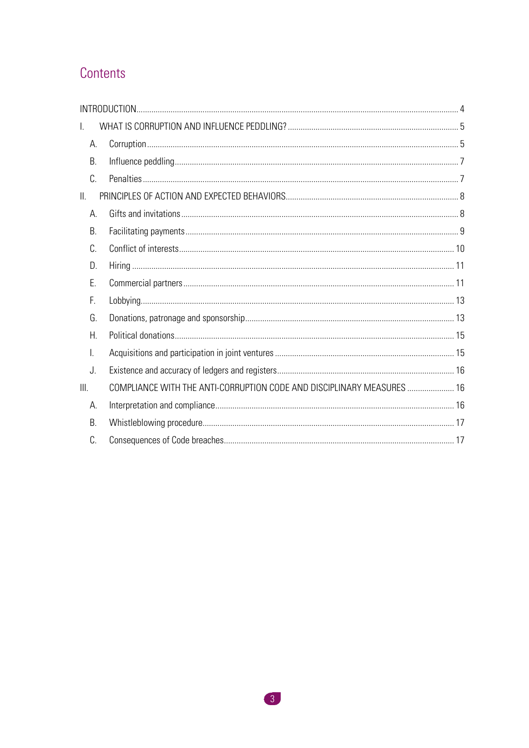# Contents

- INTRODUCTION ... 4
- I. WHAT IS CORRUPTION AND INFLUENCE PEDDLING? ... 5
  - A. Corruption ... 5
  - B. Influence peddling ... 7
  - C. Penalties ... 7
- II. PRINCIPLES OF ACTION AND EXPECTED BEHAVIORS ... 8
  - A. Gifts and invitations ... 8
  - B. Facilitating payments ... 9
  - C. Conflict of interests ... 10
  - D. Hiring ... 11
  - E. Commercial partners ... 11
  - F. Lobbying ... 13
  - G. Donations, patronage and sponsorship ... 13
  - H. Political donations ... 15
  - I. Acquisitions and participation in joint ventures ... 15
  - J. Existence and accuracy of ledgers and registers ... 16
- III. COMPLIANCE WITH THE ANTI-CORRUPTION CODE AND DISCIPLINARY MEASURES ... 16
  - A. Interpretation and compliance ... 16
  - B. Whistleblowing procedure ... 17
  - C. Consequences of Code breaches ... 17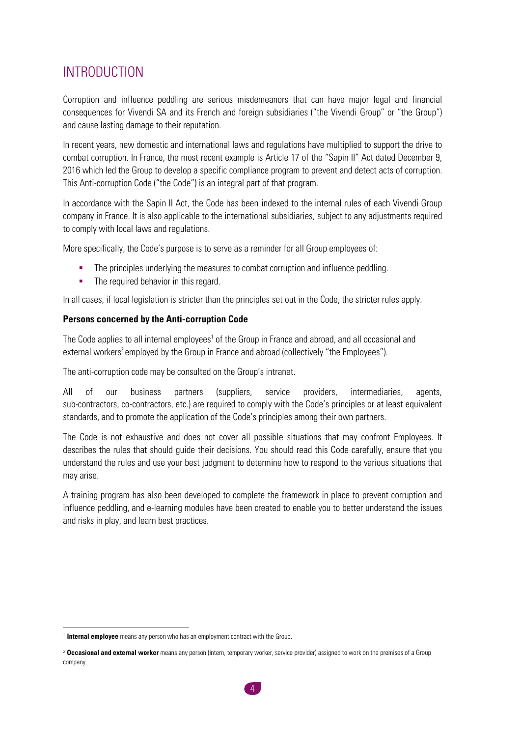# INTRODUCTION

Corruption and influence peddling are serious misdemeanors that can have major legal and financial consequences for Vivendi SA and its French and foreign subsidiaries ("the Vivendi Group" or "the Group") and cause lasting damage to their reputation.

In recent years, new domestic and international laws and regulations have multiplied to support the drive to combat corruption. In France, the most recent example is Article 17 of the "Sapin II" Act dated December 9, 2016 which led the Group to develop a specific compliance program to prevent and detect acts of corruption. This Anti-corruption Code ("the Code") is an integral part of that program.

In accordance with the Sapin II Act, the Code has been indexed to the internal rules of each Vivendi Group company in France. It is also applicable to the international subsidiaries, subject to any adjustments required to comply with local laws and regulations.

More specifically, the Code's purpose is to serve as a reminder for all Group employees of:

- The principles underlying the measures to combat corruption and influence peddling.
- The required behavior in this regard.

In all cases, if local legislation is stricter than the principles set out in the Code, the stricter rules apply.

**Persons concerned by the Anti-corruption Code**

The Code applies to all internal employees[1] of the Group in France and abroad, and all occasional and external workers[2] employed by the Group in France and abroad (collectively "the Employees").

The anti-corruption code may be consulted on the Group's intranet.

All of our business partners (suppliers, service providers, intermediaries, agents, sub-contractors, co-contractors, etc.) are required to comply with the Code's principles or at least equivalent standards, and to promote the application of the Code's principles among their own partners.

The Code is not exhaustive and does not cover all possible situations that may confront Employees. It describes the rules that should guide their decisions. You should read this Code carefully, ensure that you understand the rules and use your best judgment to determine how to respond to the various situations that may arise.

A training program has also been developed to complete the framework in place to prevent corruption and influence peddling, and e-learning modules have been created to enable you to better understand the issues and risks in play, and learn best practices.

---

[1] **Internal employee** means any person who has an employment contract with the Group.

[2] **Occasional and external worker** means any person (intern, temporary worker, service provider) assigned to work on the premises of a Group company.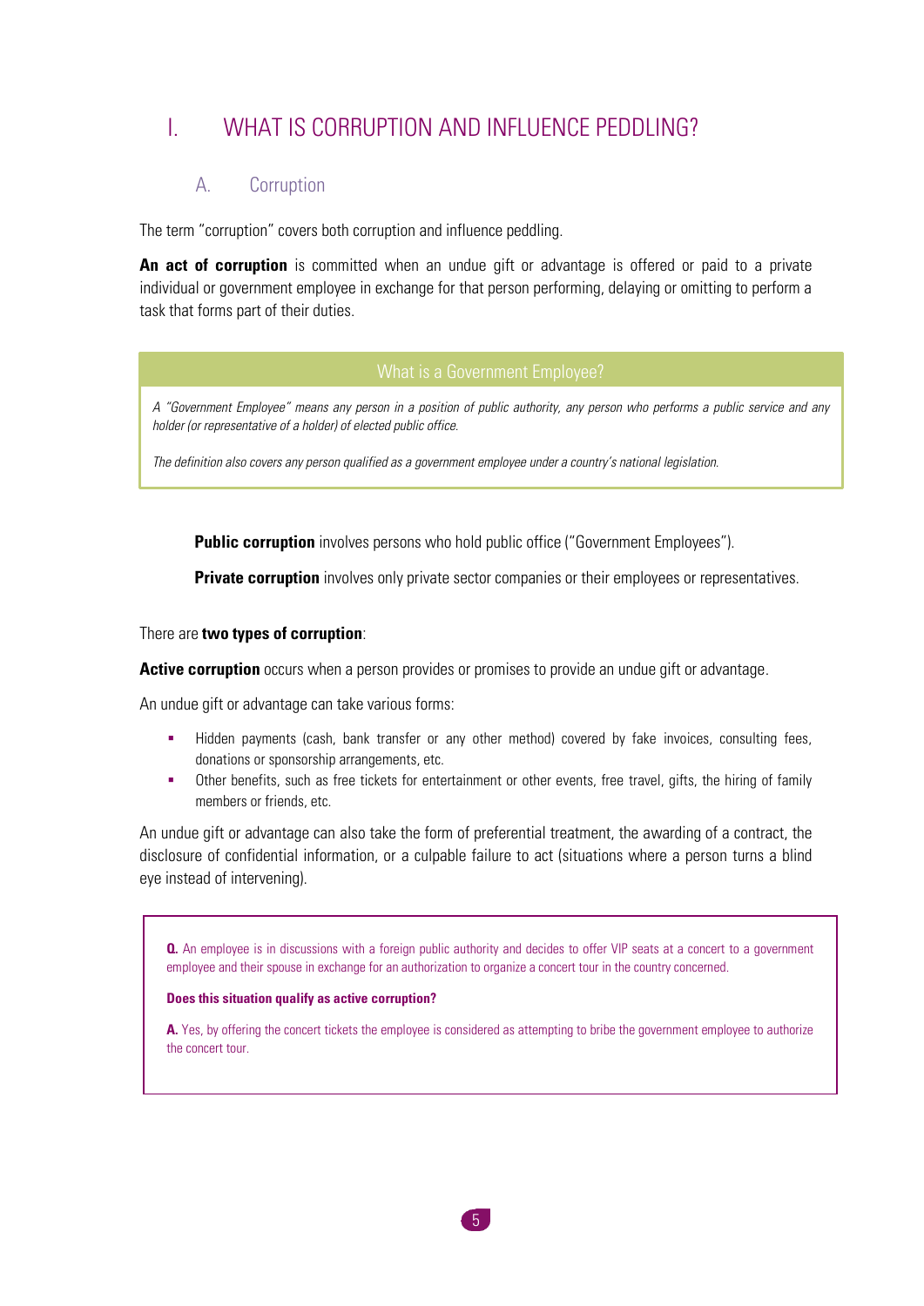# I. WHAT IS CORRUPTION AND INFLUENCE PEDDLING?

## A. Corruption

The term "corruption" covers both corruption and influence peddling.

**An act of corruption** is committed when an undue gift or advantage is offered or paid to a private individual or government employee in exchange for that person performing, delaying or omitting to perform a task that forms part of their duties.

> **What is a Government Employee?**
>
> *A "Government Employee" means any person in a position of public authority, any person who performs a public service and any holder (or representative of a holder) of elected public office.*
>
> *The definition also covers any person qualified as a government employee under a country's national legislation.*

**Public corruption** involves persons who hold public office ("Government Employees").

**Private corruption** involves only private sector companies or their employees or representatives.

There are **two types of corruption**:

**Active corruption** occurs when a person provides or promises to provide an undue gift or advantage.

An undue gift or advantage can take various forms:

- Hidden payments (cash, bank transfer or any other method) covered by fake invoices, consulting fees, donations or sponsorship arrangements, etc.
- Other benefits, such as free tickets for entertainment or other events, free travel, gifts, the hiring of family members or friends, etc.

An undue gift or advantage can also take the form of preferential treatment, the awarding of a contract, the disclosure of confidential information, or a culpable failure to act (situations where a person turns a blind eye instead of intervening).

> **Q.** An employee is in discussions with a foreign public authority and decides to offer VIP seats at a concert to a government employee and their spouse in exchange for an authorization to organize a concert tour in the country concerned.
>
> **Does this situation qualify as active corruption?**
>
> **A.** Yes, by offering the concert tickets the employee is considered as attempting to bribe the government employee to authorize the concert tour.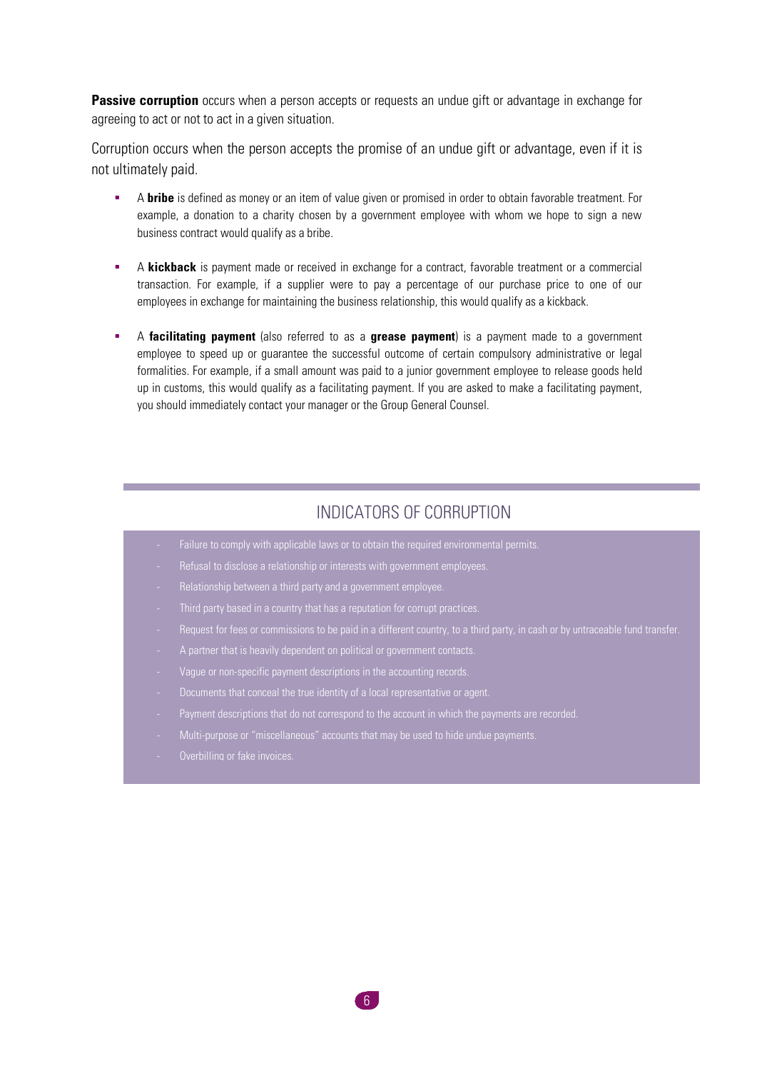**Passive corruption** occurs when a person accepts or requests an undue gift or advantage in exchange for agreeing to act or not to act in a given situation.

Corruption occurs when the person accepts the promise of an undue gift or advantage, even if it is not ultimately paid.

- A **bribe** is defined as money or an item of value given or promised in order to obtain favorable treatment. For example, a donation to a charity chosen by a government employee with whom we hope to sign a new business contract would qualify as a bribe.
- A **kickback** is payment made or received in exchange for a contract, favorable treatment or a commercial transaction. For example, if a supplier were to pay a percentage of our purchase price to one of our employees in exchange for maintaining the business relationship, this would qualify as a kickback.
- A **facilitating payment** (also referred to as a **grease payment**) is a payment made to a government employee to speed up or guarantee the successful outcome of certain compulsory administrative or legal formalities. For example, if a small amount was paid to a junior government employee to release goods held up in customs, this would qualify as a facilitating payment. If you are asked to make a facilitating payment, you should immediately contact your manager or the Group General Counsel.

## INDICATORS OF CORRUPTION

- Failure to comply with applicable laws or to obtain the required environmental permits.
- Refusal to disclose a relationship or interests with government employees.
- Relationship between a third party and a government employee.
- Third party based in a country that has a reputation for corrupt practices.
- Request for fees or commissions to be paid in a different country, to a third party, in cash or by untraceable fund transfer.
- A partner that is heavily dependent on political or government contacts.
- Vague or non-specific payment descriptions in the accounting records.
- Documents that conceal the true identity of a local representative or agent.
- Payment descriptions that do not correspond to the account in which the payments are recorded.
- Multi-purpose or "miscellaneous" accounts that may be used to hide undue payments.
- Overbilling or fake invoices.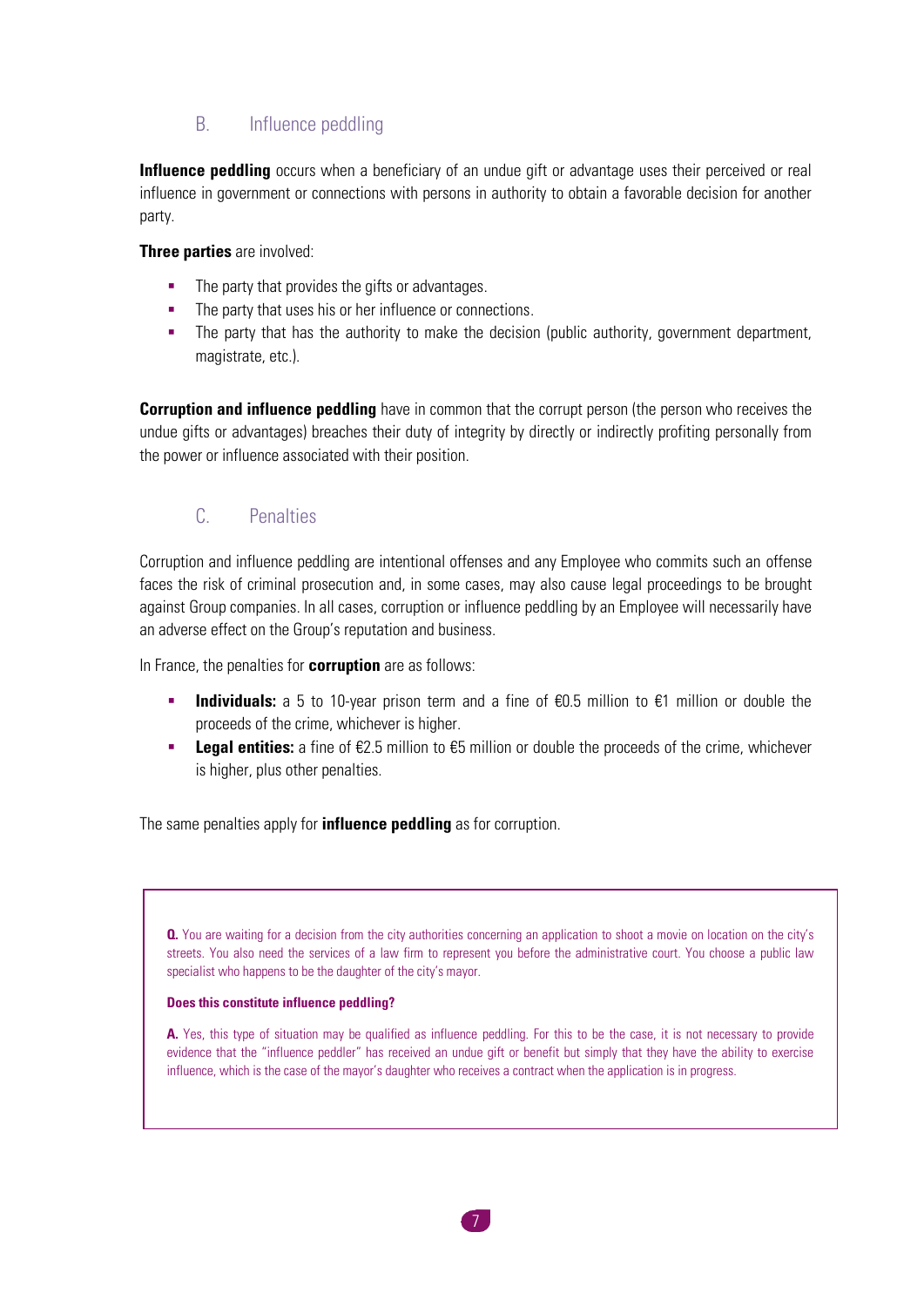## B. Influence peddling

**Influence peddling** occurs when a beneficiary of an undue gift or advantage uses their perceived or real influence in government or connections with persons in authority to obtain a favorable decision for another party.

**Three parties** are involved:

- The party that provides the gifts or advantages.
- The party that uses his or her influence or connections.
- The party that has the authority to make the decision (public authority, government department, magistrate, etc.).

**Corruption and influence peddling** have in common that the corrupt person (the person who receives the undue gifts or advantages) breaches their duty of integrity by directly or indirectly profiting personally from the power or influence associated with their position.

## C. Penalties

Corruption and influence peddling are intentional offenses and any Employee who commits such an offense faces the risk of criminal prosecution and, in some cases, may also cause legal proceedings to be brought against Group companies. In all cases, corruption or influence peddling by an Employee will necessarily have an adverse effect on the Group's reputation and business.

In France, the penalties for **corruption** are as follows:

- **Individuals:** a 5 to 10-year prison term and a fine of €0.5 million to €1 million or double the proceeds of the crime, whichever is higher.
- **Legal entities:** a fine of €2.5 million to €5 million or double the proceeds of the crime, whichever is higher, plus other penalties.

The same penalties apply for **influence peddling** as for corruption.

**Q.** You are waiting for a decision from the city authorities concerning an application to shoot a movie on location on the city's streets. You also need the services of a law firm to represent you before the administrative court. You choose a public law specialist who happens to be the daughter of the city's mayor.

**Does this constitute influence peddling?**

**A.** Yes, this type of situation may be qualified as influence peddling. For this to be the case, it is not necessary to provide evidence that the "influence peddler" has received an undue gift or benefit but simply that they have the ability to exercise influence, which is the case of the mayor's daughter who receives a contract when the application is in progress.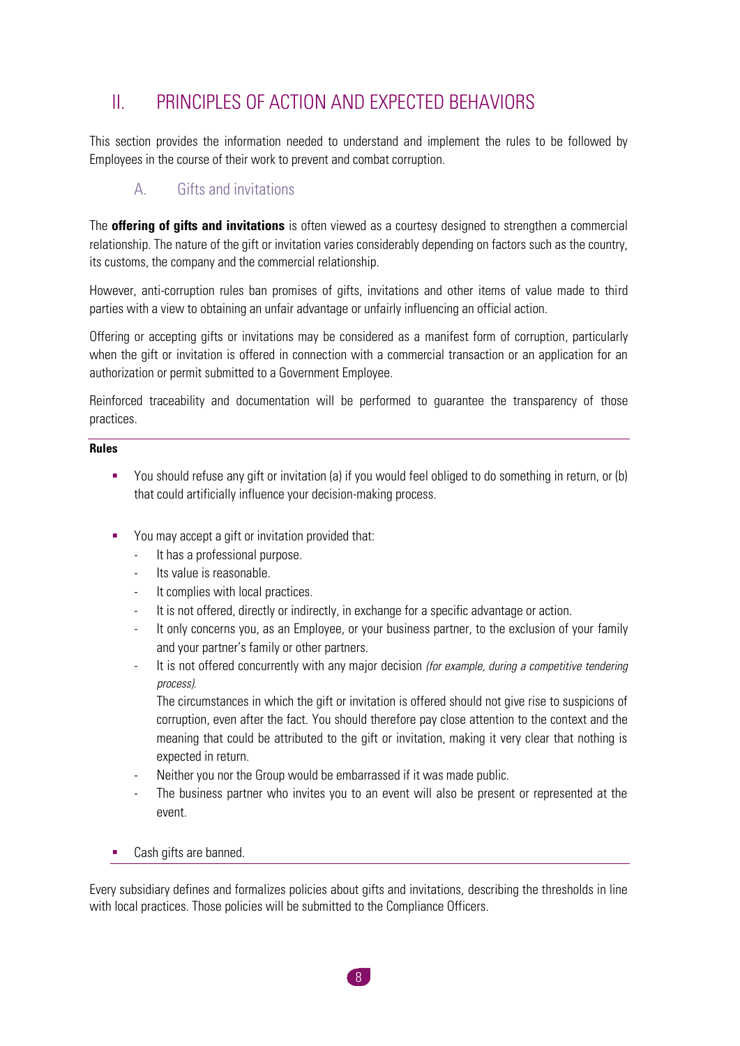## II. PRINCIPLES OF ACTION AND EXPECTED BEHAVIORS

This section provides the information needed to understand and implement the rules to be followed by Employees in the course of their work to prevent and combat corruption.

### A. Gifts and invitations

The **offering of gifts and invitations** is often viewed as a courtesy designed to strengthen a commercial relationship. The nature of the gift or invitation varies considerably depending on factors such as the country, its customs, the company and the commercial relationship.

However, anti-corruption rules ban promises of gifts, invitations and other items of value made to third parties with a view to obtaining an unfair advantage or unfairly influencing an official action.

Offering or accepting gifts or invitations may be considered as a manifest form of corruption, particularly when the gift or invitation is offered in connection with a commercial transaction or an application for an authorization or permit submitted to a Government Employee.

Reinforced traceability and documentation will be performed to guarantee the transparency of those practices.

---

**Rules**

- You should refuse any gift or invitation (a) if you would feel obliged to do something in return, or (b) that could artificially influence your decision-making process.

- You may accept a gift or invitation provided that:
  - It has a professional purpose.
  - Its value is reasonable.
  - It complies with local practices.
  - It is not offered, directly or indirectly, in exchange for a specific advantage or action.
  - It only concerns you, as an Employee, or your business partner, to the exclusion of your family and your partner's family or other partners.
  - It is not offered concurrently with any major decision *(for example, during a competitive tendering process).*

    The circumstances in which the gift or invitation is offered should not give rise to suspicions of corruption, even after the fact. You should therefore pay close attention to the context and the meaning that could be attributed to the gift or invitation, making it very clear that nothing is expected in return.
  - Neither you nor the Group would be embarrassed if it was made public.
  - The business partner who invites you to an event will also be present or represented at the event.

- Cash gifts are banned.

---

Every subsidiary defines and formalizes policies about gifts and invitations, describing the thresholds in line with local practices. Those policies will be submitted to the Compliance Officers.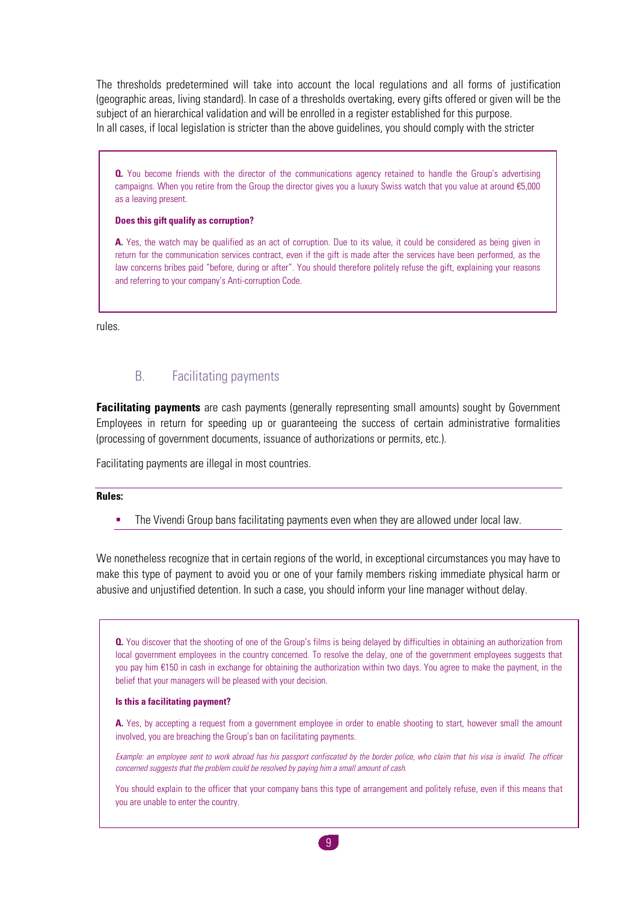The thresholds predetermined will take into account the local regulations and all forms of justification (geographic areas, living standard). In case of a thresholds overtaking, every gifts offered or given will be the subject of an hierarchical validation and will be enrolled in a register established for this purpose.
In all cases, if local legislation is stricter than the above guidelines, you should comply with the stricter rules.

> **Q.** You become friends with the director of the communications agency retained to handle the Group's advertising campaigns. When you retire from the Group the director gives you a luxury Swiss watch that you value at around €5,000 as a leaving present.
>
> **Does this gift qualify as corruption?**
>
> **A.** Yes, the watch may be qualified as an act of corruption. Due to its value, it could be considered as being given in return for the communication services contract, even if the gift is made after the services have been performed, as the law concerns bribes paid "before, during or after". You should therefore politely refuse the gift, explaining your reasons and referring to your company's Anti-corruption Code.

## B. Facilitating payments

**Facilitating payments** are cash payments (generally representing small amounts) sought by Government Employees in return for speeding up or guaranteeing the success of certain administrative formalities (processing of government documents, issuance of authorizations or permits, etc.).

Facilitating payments are illegal in most countries.

**Rules:**

- The Vivendi Group bans facilitating payments even when they are allowed under local law.

We nonetheless recognize that in certain regions of the world, in exceptional circumstances you may have to make this type of payment to avoid you or one of your family members risking immediate physical harm or abusive and unjustified detention. In such a case, you should inform your line manager without delay.

> **Q.** You discover that the shooting of one of the Group's films is being delayed by difficulties in obtaining an authorization from local government employees in the country concerned. To resolve the delay, one of the government employees suggests that you pay him €150 in cash in exchange for obtaining the authorization within two days. You agree to make the payment, in the belief that your managers will be pleased with your decision.
>
> **Is this a facilitating payment?**
>
> **A.** Yes, by accepting a request from a government employee in order to enable shooting to start, however small the amount involved, you are breaching the Group's ban on facilitating payments.
>
> *Example: an employee sent to work abroad has his passport confiscated by the border police, who claim that his visa is invalid. The officer concerned suggests that the problem could be resolved by paying him a small amount of cash.*
>
> You should explain to the officer that your company bans this type of arrangement and politely refuse, even if this means that you are unable to enter the country.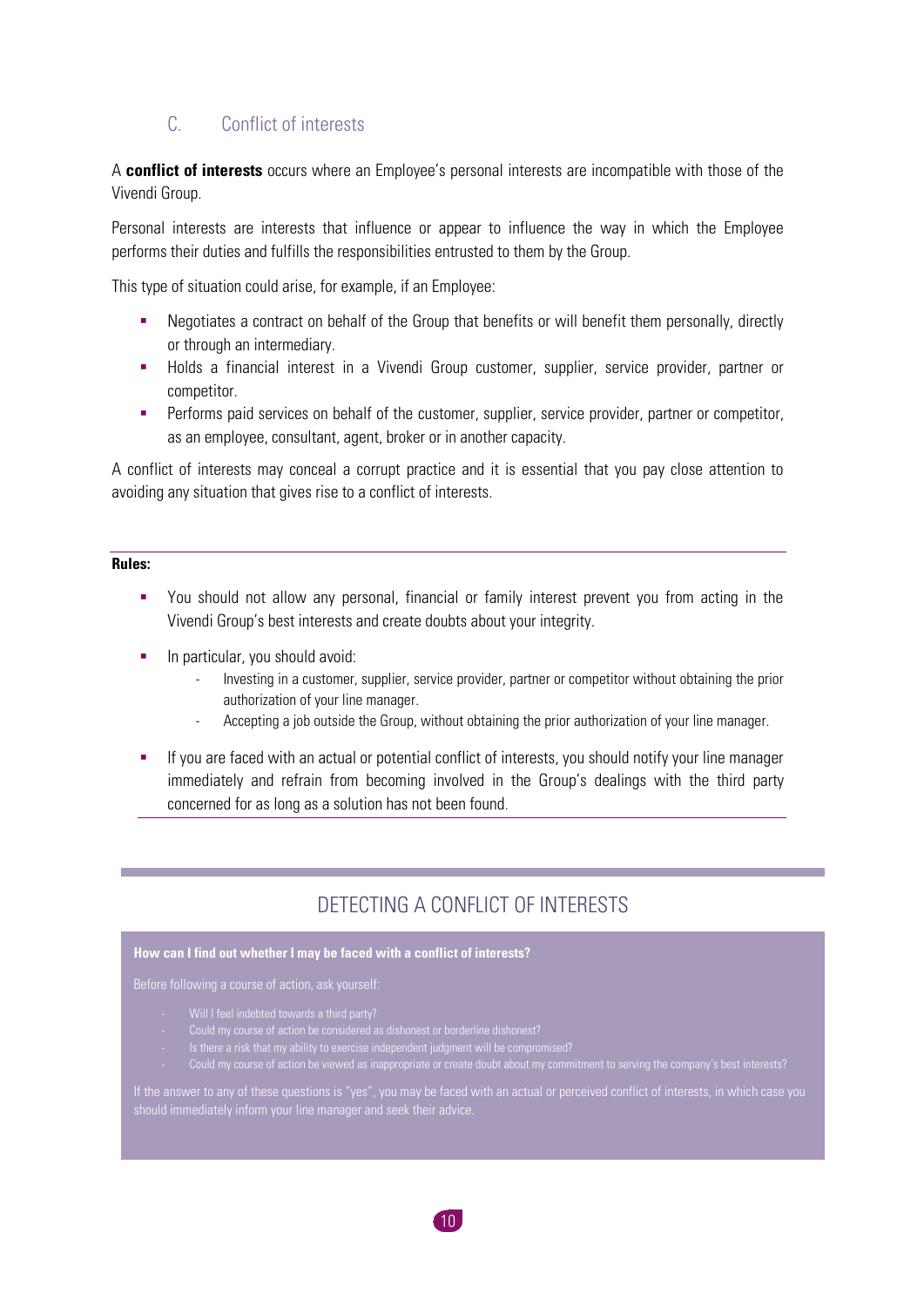## C. Conflict of interests

A **conflict of interests** occurs where an Employee's personal interests are incompatible with those of the Vivendi Group.

Personal interests are interests that influence or appear to influence the way in which the Employee performs their duties and fulfills the responsibilities entrusted to them by the Group.

This type of situation could arise, for example, if an Employee:

- Negotiates a contract on behalf of the Group that benefits or will benefit them personally, directly or through an intermediary.
- Holds a financial interest in a Vivendi Group customer, supplier, service provider, partner or competitor.
- Performs paid services on behalf of the customer, supplier, service provider, partner or competitor, as an employee, consultant, agent, broker or in another capacity.

A conflict of interests may conceal a corrupt practice and it is essential that you pay close attention to avoiding any situation that gives rise to a conflict of interests.

**Rules:**

- You should not allow any personal, financial or family interest prevent you from acting in the Vivendi Group's best interests and create doubts about your integrity.
- In particular, you should avoid:
  - Investing in a customer, supplier, service provider, partner or competitor without obtaining the prior authorization of your line manager.
  - Accepting a job outside the Group, without obtaining the prior authorization of your line manager.
- If you are faced with an actual or potential conflict of interests, you should notify your line manager immediately and refrain from becoming involved in the Group's dealings with the third party concerned for as long as a solution has not been found.

## DETECTING A CONFLICT OF INTERESTS

**How can I find out whether I may be faced with a conflict of interests?**

Before following a course of action, ask yourself:

- Will I feel indebted towards a third party?
- Could my course of action be considered as dishonest or borderline dishonest?
- Is there a risk that my ability to exercise independent judgment will be compromised?
- Could my course of action be viewed as inappropriate or create doubt about my commitment to serving the company's best interests?

If the answer to any of these questions is "yes", you may be faced with an actual or perceived conflict of interests, in which case you should immediately inform your line manager and seek their advice.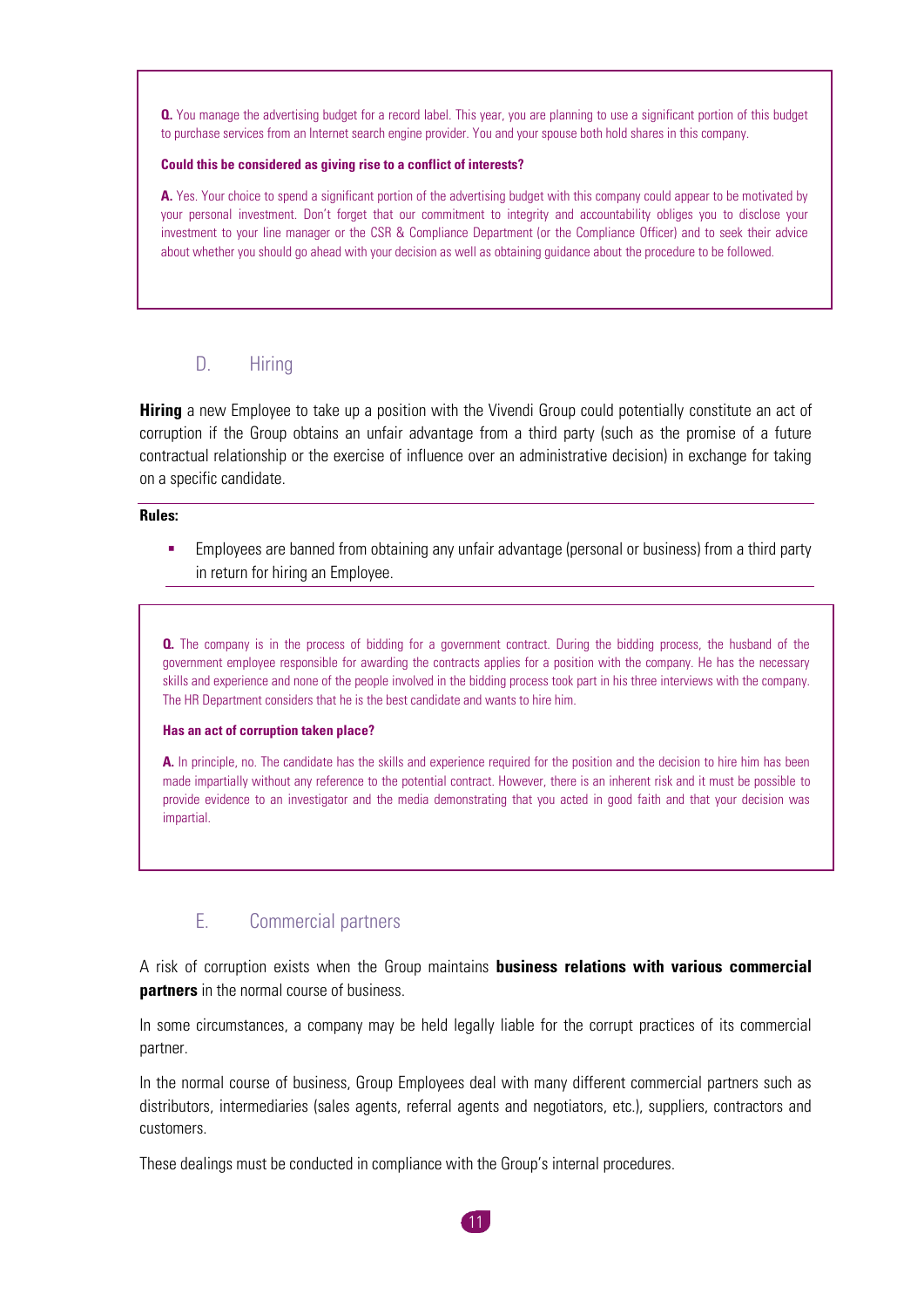**Q.** You manage the advertising budget for a record label. This year, you are planning to use a significant portion of this budget to purchase services from an Internet search engine provider. You and your spouse both hold shares in this company.

**Could this be considered as giving rise to a conflict of interests?**

**A.** Yes. Your choice to spend a significant portion of the advertising budget with this company could appear to be motivated by your personal investment. Don't forget that our commitment to integrity and accountability obliges you to disclose your investment to your line manager or the CSR & Compliance Department (or the Compliance Officer) and to seek their advice about whether you should go ahead with your decision as well as obtaining guidance about the procedure to be followed.

## D. Hiring

**Hiring** a new Employee to take up a position with the Vivendi Group could potentially constitute an act of corruption if the Group obtains an unfair advantage from a third party (such as the promise of a future contractual relationship or the exercise of influence over an administrative decision) in exchange for taking on a specific candidate.

**Rules:**

- Employees are banned from obtaining any unfair advantage (personal or business) from a third party in return for hiring an Employee.

**Q.** The company is in the process of bidding for a government contract. During the bidding process, the husband of the government employee responsible for awarding the contracts applies for a position with the company. He has the necessary skills and experience and none of the people involved in the bidding process took part in his three interviews with the company. The HR Department considers that he is the best candidate and wants to hire him.

**Has an act of corruption taken place?**

**A.** In principle, no. The candidate has the skills and experience required for the position and the decision to hire him has been made impartially without any reference to the potential contract. However, there is an inherent risk and it must be possible to provide evidence to an investigator and the media demonstrating that you acted in good faith and that your decision was impartial.

## E. Commercial partners

A risk of corruption exists when the Group maintains **business relations with various commercial partners** in the normal course of business.

In some circumstances, a company may be held legally liable for the corrupt practices of its commercial partner.

In the normal course of business, Group Employees deal with many different commercial partners such as distributors, intermediaries (sales agents, referral agents and negotiators, etc.), suppliers, contractors and customers.

These dealings must be conducted in compliance with the Group's internal procedures.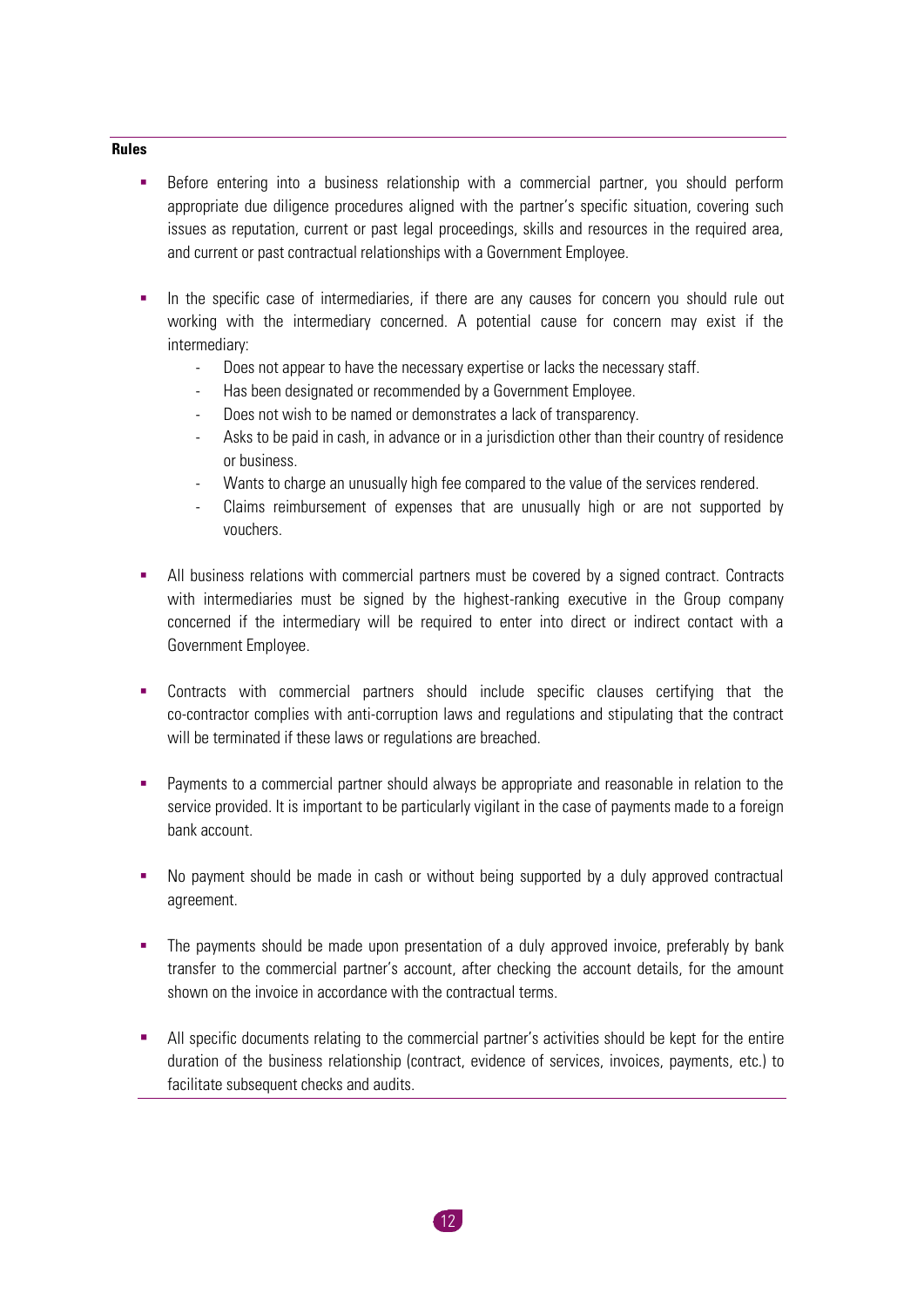**Rules**

- Before entering into a business relationship with a commercial partner, you should perform appropriate due diligence procedures aligned with the partner's specific situation, covering such issues as reputation, current or past legal proceedings, skills and resources in the required area, and current or past contractual relationships with a Government Employee.

- In the specific case of intermediaries, if there are any causes for concern you should rule out working with the intermediary concerned. A potential cause for concern may exist if the intermediary:
  - Does not appear to have the necessary expertise or lacks the necessary staff.
  - Has been designated or recommended by a Government Employee.
  - Does not wish to be named or demonstrates a lack of transparency.
  - Asks to be paid in cash, in advance or in a jurisdiction other than their country of residence or business.
  - Wants to charge an unusually high fee compared to the value of the services rendered.
  - Claims reimbursement of expenses that are unusually high or are not supported by vouchers.

- All business relations with commercial partners must be covered by a signed contract. Contracts with intermediaries must be signed by the highest-ranking executive in the Group company concerned if the intermediary will be required to enter into direct or indirect contact with a Government Employee.

- Contracts with commercial partners should include specific clauses certifying that the co-contractor complies with anti-corruption laws and regulations and stipulating that the contract will be terminated if these laws or regulations are breached.

- Payments to a commercial partner should always be appropriate and reasonable in relation to the service provided. It is important to be particularly vigilant in the case of payments made to a foreign bank account.

- No payment should be made in cash or without being supported by a duly approved contractual agreement.

- The payments should be made upon presentation of a duly approved invoice, preferably by bank transfer to the commercial partner's account, after checking the account details, for the amount shown on the invoice in accordance with the contractual terms.

- All specific documents relating to the commercial partner's activities should be kept for the entire duration of the business relationship (contract, evidence of services, invoices, payments, etc.) to facilitate subsequent checks and audits.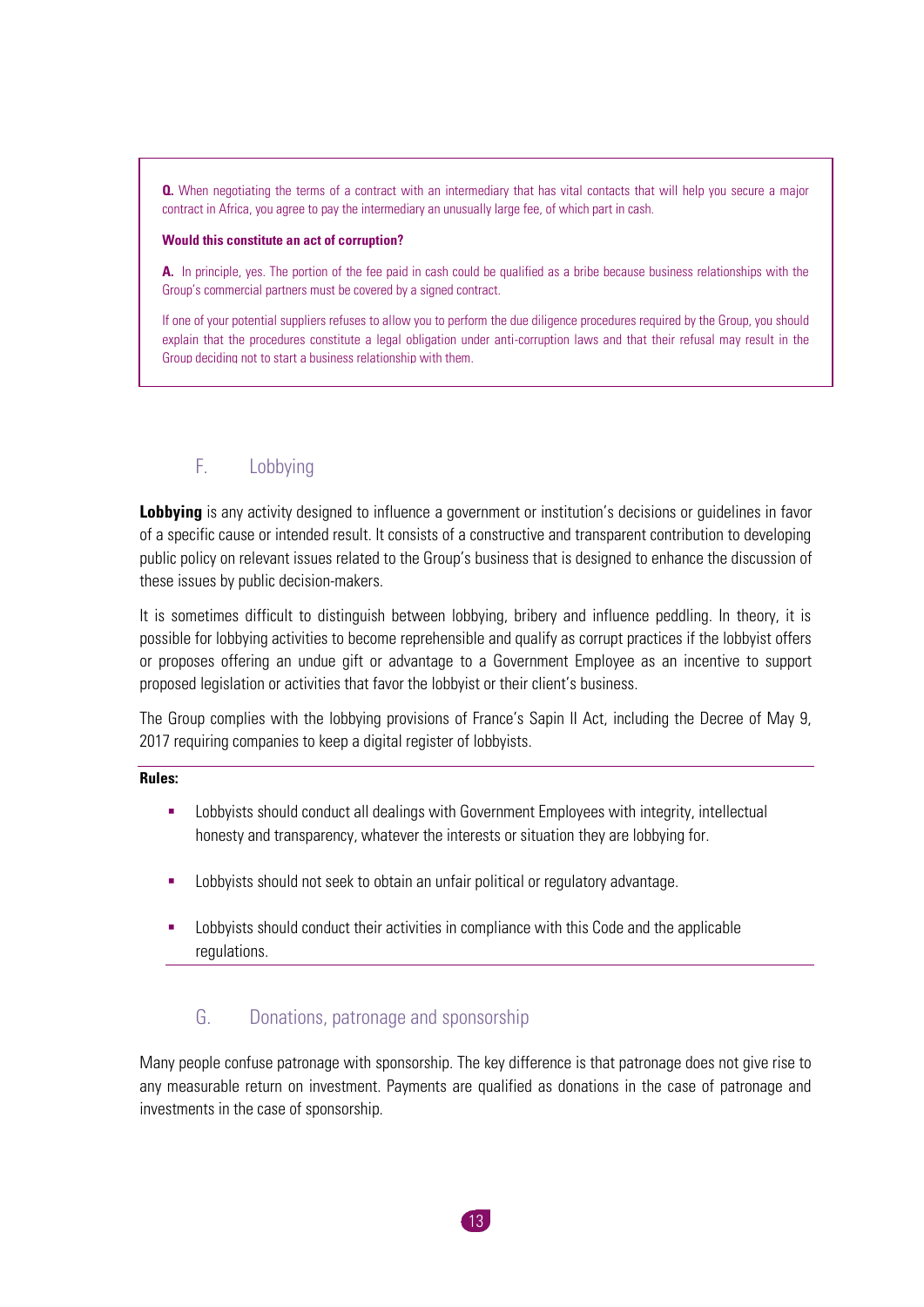**Q.** When negotiating the terms of a contract with an intermediary that has vital contacts that will help you secure a major contract in Africa, you agree to pay the intermediary an unusually large fee, of which part in cash.

**Would this constitute an act of corruption?**

**A.** In principle, yes. The portion of the fee paid in cash could be qualified as a bribe because business relationships with the Group's commercial partners must be covered by a signed contract.

If one of your potential suppliers refuses to allow you to perform the due diligence procedures required by the Group, you should explain that the procedures constitute a legal obligation under anti-corruption laws and that their refusal may result in the Group deciding not to start a business relationship with them.

## F. Lobbying

**Lobbying** is any activity designed to influence a government or institution's decisions or guidelines in favor of a specific cause or intended result. It consists of a constructive and transparent contribution to developing public policy on relevant issues related to the Group's business that is designed to enhance the discussion of these issues by public decision-makers.

It is sometimes difficult to distinguish between lobbying, bribery and influence peddling. In theory, it is possible for lobbying activities to become reprehensible and qualify as corrupt practices if the lobbyist offers or proposes offering an undue gift or advantage to a Government Employee as an incentive to support proposed legislation or activities that favor the lobbyist or their client's business.

The Group complies with the lobbying provisions of France's Sapin II Act, including the Decree of May 9, 2017 requiring companies to keep a digital register of lobbyists.

**Rules:**

- Lobbyists should conduct all dealings with Government Employees with integrity, intellectual honesty and transparency, whatever the interests or situation they are lobbying for.
- Lobbyists should not seek to obtain an unfair political or regulatory advantage.
- Lobbyists should conduct their activities in compliance with this Code and the applicable regulations.

## G. Donations, patronage and sponsorship

Many people confuse patronage with sponsorship. The key difference is that patronage does not give rise to any measurable return on investment. Payments are qualified as donations in the case of patronage and investments in the case of sponsorship.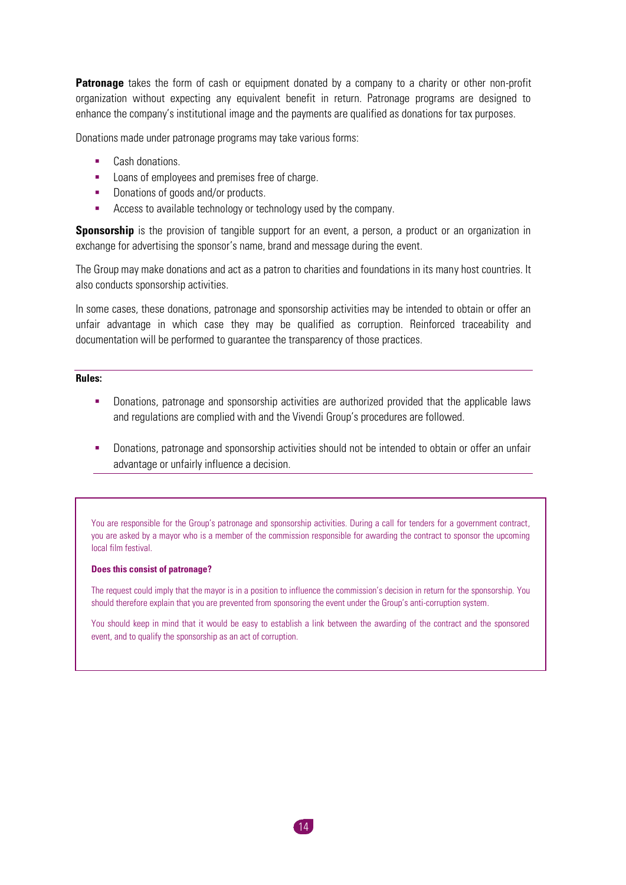**Patronage** takes the form of cash or equipment donated by a company to a charity or other non-profit organization without expecting any equivalent benefit in return. Patronage programs are designed to enhance the company's institutional image and the payments are qualified as donations for tax purposes.

Donations made under patronage programs may take various forms:

- Cash donations.
- Loans of employees and premises free of charge.
- Donations of goods and/or products.
- Access to available technology or technology used by the company.

**Sponsorship** is the provision of tangible support for an event, a person, a product or an organization in exchange for advertising the sponsor's name, brand and message during the event.

The Group may make donations and act as a patron to charities and foundations in its many host countries. It also conducts sponsorship activities.

In some cases, these donations, patronage and sponsorship activities may be intended to obtain or offer an unfair advantage in which case they may be qualified as corruption. Reinforced traceability and documentation will be performed to guarantee the transparency of those practices.

**Rules:**

- Donations, patronage and sponsorship activities are authorized provided that the applicable laws and regulations are complied with and the Vivendi Group's procedures are followed.
- Donations, patronage and sponsorship activities should not be intended to obtain or offer an unfair advantage or unfairly influence a decision.

You are responsible for the Group's patronage and sponsorship activities. During a call for tenders for a government contract, you are asked by a mayor who is a member of the commission responsible for awarding the contract to sponsor the upcoming local film festival.

**Does this consist of patronage?**

The request could imply that the mayor is in a position to influence the commission's decision in return for the sponsorship. You should therefore explain that you are prevented from sponsoring the event under the Group's anti-corruption system.

You should keep in mind that it would be easy to establish a link between the awarding of the contract and the sponsored event, and to qualify the sponsorship as an act of corruption.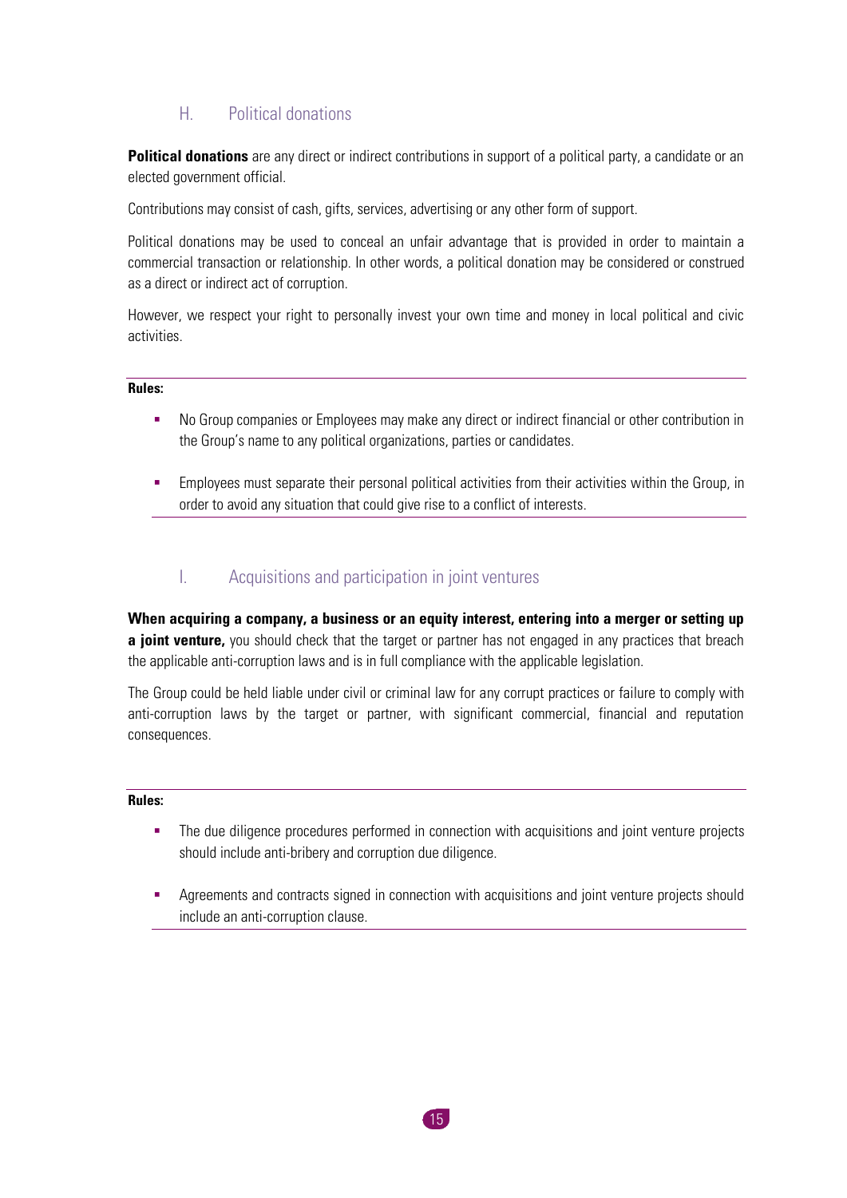## H. Political donations

**Political donations** are any direct or indirect contributions in support of a political party, a candidate or an elected government official.

Contributions may consist of cash, gifts, services, advertising or any other form of support.

Political donations may be used to conceal an unfair advantage that is provided in order to maintain a commercial transaction or relationship. In other words, a political donation may be considered or construed as a direct or indirect act of corruption.

However, we respect your right to personally invest your own time and money in local political and civic activities.

**Rules:**

- No Group companies or Employees may make any direct or indirect financial or other contribution in the Group's name to any political organizations, parties or candidates.
- Employees must separate their personal political activities from their activities within the Group, in order to avoid any situation that could give rise to a conflict of interests.

## I. Acquisitions and participation in joint ventures

**When acquiring a company, a business or an equity interest, entering into a merger or setting up a joint venture,** you should check that the target or partner has not engaged in any practices that breach the applicable anti-corruption laws and is in full compliance with the applicable legislation.

The Group could be held liable under civil or criminal law for any corrupt practices or failure to comply with anti-corruption laws by the target or partner, with significant commercial, financial and reputation consequences.

**Rules:**

- The due diligence procedures performed in connection with acquisitions and joint venture projects should include anti-bribery and corruption due diligence.
- Agreements and contracts signed in connection with acquisitions and joint venture projects should include an anti-corruption clause.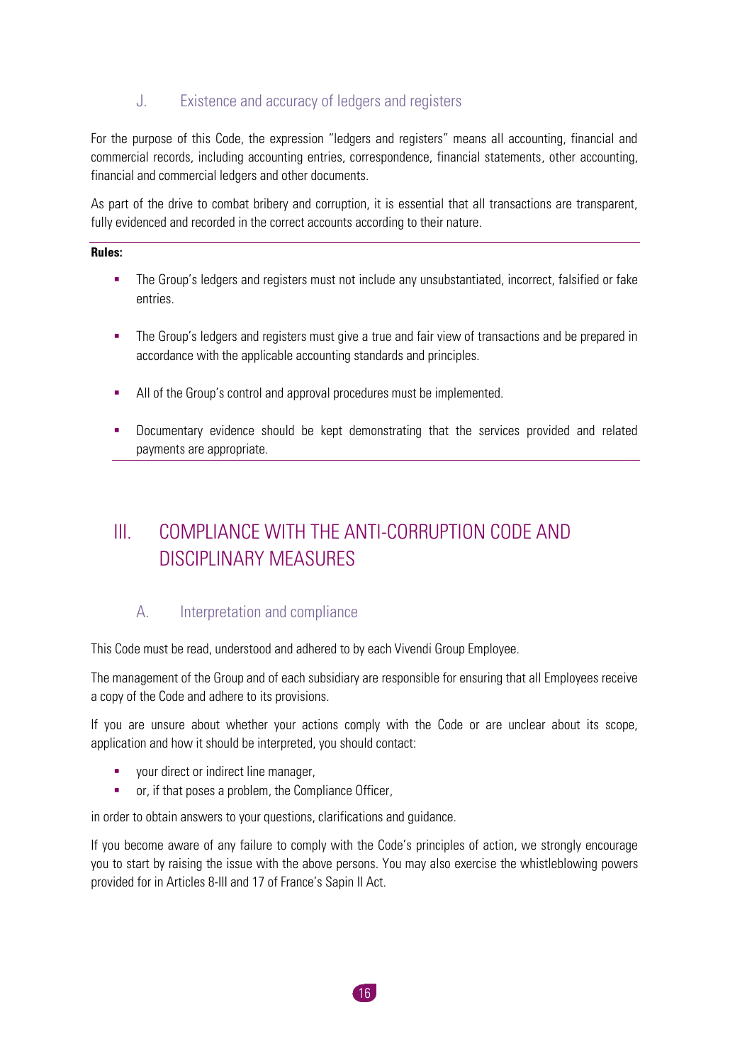### J. Existence and accuracy of ledgers and registers

For the purpose of this Code, the expression "ledgers and registers" means all accounting, financial and commercial records, including accounting entries, correspondence, financial statements, other accounting, financial and commercial ledgers and other documents.

As part of the drive to combat bribery and corruption, it is essential that all transactions are transparent, fully evidenced and recorded in the correct accounts according to their nature.

**Rules:**

- The Group's ledgers and registers must not include any unsubstantiated, incorrect, falsified or fake entries.
- The Group's ledgers and registers must give a true and fair view of transactions and be prepared in accordance with the applicable accounting standards and principles.
- All of the Group's control and approval procedures must be implemented.
- Documentary evidence should be kept demonstrating that the services provided and related payments are appropriate.

## III. COMPLIANCE WITH THE ANTI-CORRUPTION CODE AND DISCIPLINARY MEASURES

### A. Interpretation and compliance

This Code must be read, understood and adhered to by each Vivendi Group Employee.

The management of the Group and of each subsidiary are responsible for ensuring that all Employees receive a copy of the Code and adhere to its provisions.

If you are unsure about whether your actions comply with the Code or are unclear about its scope, application and how it should be interpreted, you should contact:

- your direct or indirect line manager,
- or, if that poses a problem, the Compliance Officer,

in order to obtain answers to your questions, clarifications and guidance.

If you become aware of any failure to comply with the Code's principles of action, we strongly encourage you to start by raising the issue with the above persons. You may also exercise the whistleblowing powers provided for in Articles 8-III and 17 of France's Sapin II Act.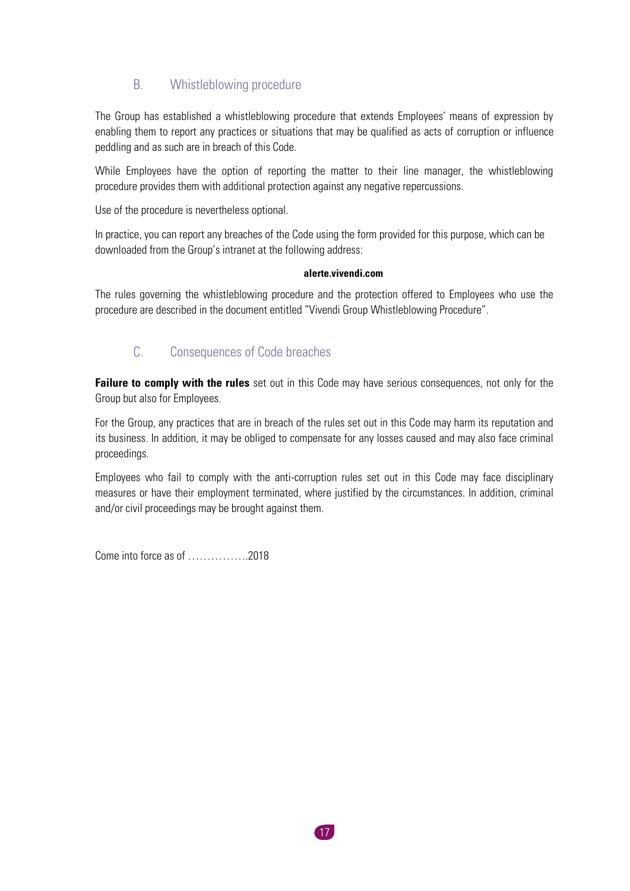## B. Whistleblowing procedure

The Group has established a whistleblowing procedure that extends Employees' means of expression by enabling them to report any practices or situations that may be qualified as acts of corruption or influence peddling and as such are in breach of this Code.

While Employees have the option of reporting the matter to their line manager, the whistleblowing procedure provides them with additional protection against any negative repercussions.

Use of the procedure is nevertheless optional.

In practice, you can report any breaches of the Code using the form provided for this purpose, which can be downloaded from the Group's intranet at the following address:

**alerte.vivendi.com**

The rules governing the whistleblowing procedure and the protection offered to Employees who use the procedure are described in the document entitled "Vivendi Group Whistleblowing Procedure".

## C. Consequences of Code breaches

**Failure to comply with the rules** set out in this Code may have serious consequences, not only for the Group but also for Employees.

For the Group, any practices that are in breach of the rules set out in this Code may harm its reputation and its business. In addition, it may be obliged to compensate for any losses caused and may also face criminal proceedings.

Employees who fail to comply with the anti-corruption rules set out in this Code may face disciplinary measures or have their employment terminated, where justified by the circumstances. In addition, criminal and/or civil proceedings may be brought against them.

Come into force as of …………….2018